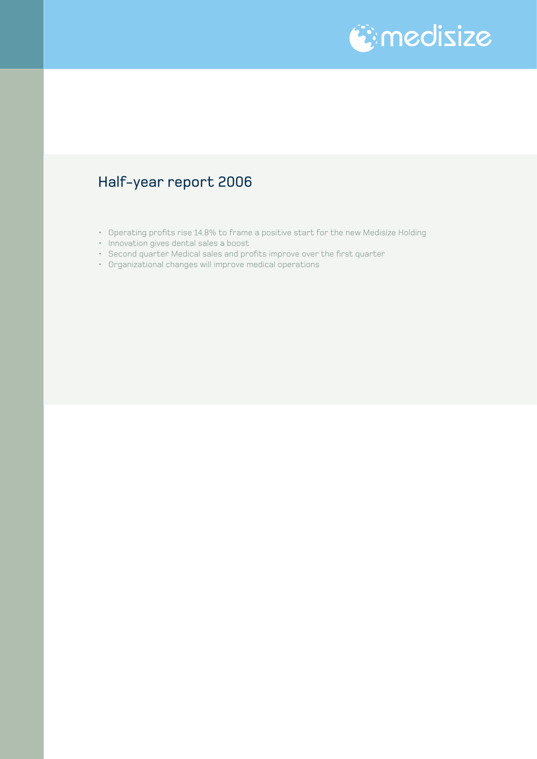medisize

# Half-year report 2006

- Operating profits rise 14.8% to frame a positive start for the new Medisize Holding
- Innovation gives dental sales a boost
- Second quarter Medical sales and profits improve over the first quarter
- Organizational changes will improve medical operations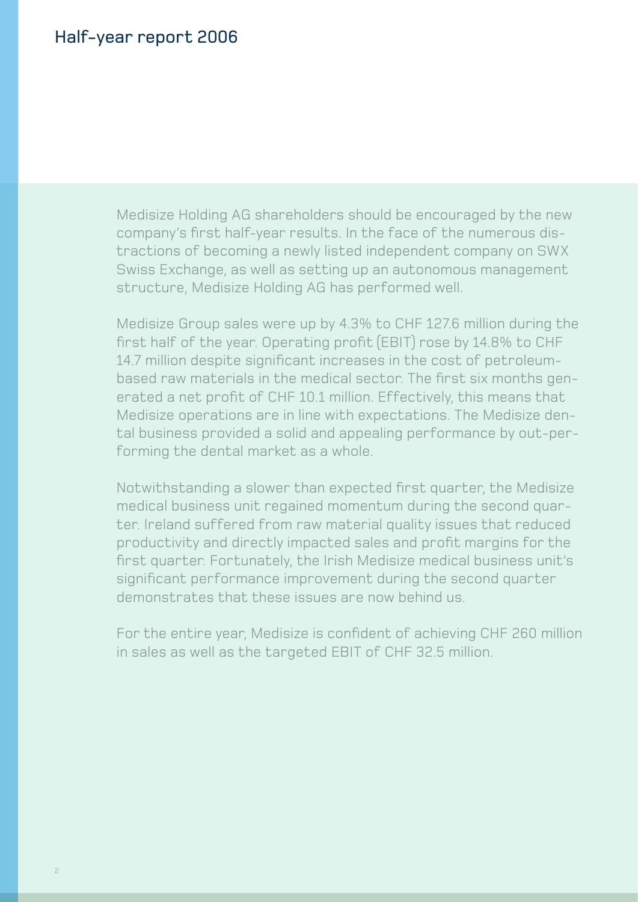# Half-year report 2006

Medisize Holding AG shareholders should be encouraged by the new company's first half-year results. In the face of the numerous distractions of becoming a newly listed independent company on SWX Swiss Exchange, as well as setting up an autonomous management structure, Medisize Holding AG has performed well.

Medisize Group sales were up by 4.3% to CHF 127.6 million during the first half of the year. Operating profit (EBIT) rose by 14.8% to CHF 14.7 million despite significant increases in the cost of petroleum-based raw materials in the medical sector. The first six months generated a net profit of CHF 10.1 million. Effectively, this means that Medisize operations are in line with expectations. The Medisize dental business provided a solid and appealing performance by out-performing the dental market as a whole.

Notwithstanding a slower than expected first quarter, the Medisize medical business unit regained momentum during the second quarter. Ireland suffered from raw material quality issues that reduced productivity and directly impacted sales and profit margins for the first quarter. Fortunately, the Irish Medisize medical business unit's significant performance improvement during the second quarter demonstrates that these issues are now behind us.

For the entire year, Medisize is confident of achieving CHF 260 million in sales as well as the targeted EBIT of CHF 32.5 million.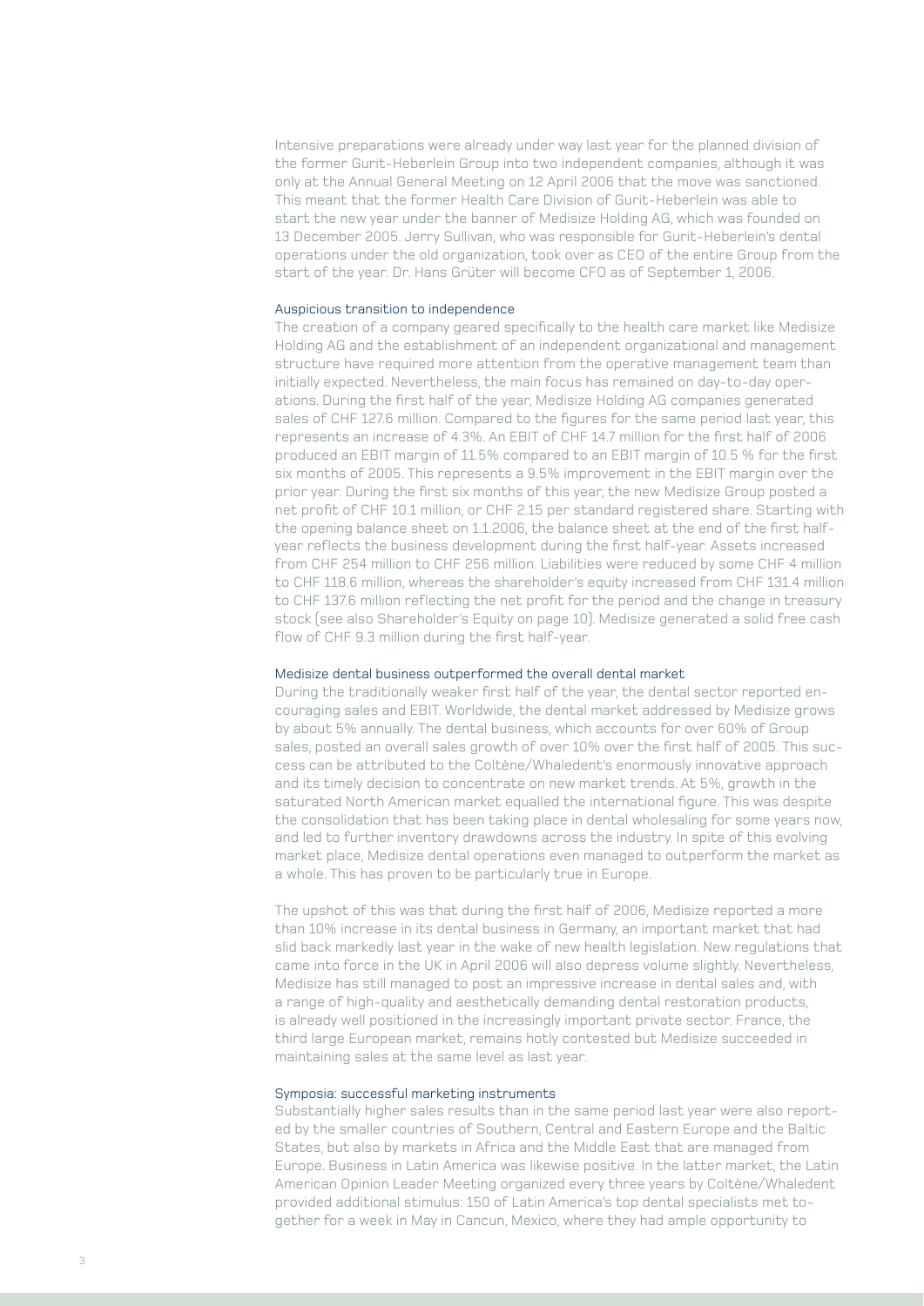Intensive preparations were already under way last year for the planned division of the former Gurit-Heberlein Group into two independent companies, although it was only at the Annual General Meeting on 12 April 2006 that the move was sanctioned. This meant that the former Health Care Division of Gurit-Heberlein was able to start the new year under the banner of Medisize Holding AG, which was founded on 13 December 2005. Jerry Sullivan, who was responsible for Gurit-Heberlein's dental operations under the old organization, took over as CEO of the entire Group from the start of the year. Dr. Hans Grüter will become CFO as of September 1, 2006.

### Auspicious transition to independence

The creation of a company geared specifically to the health care market like Medisize Holding AG and the establishment of an independent organizational and management structure have required more attention from the operative management team than initially expected. Nevertheless, the main focus has remained on day-to-day operations. During the first half of the year, Medisize Holding AG companies generated sales of CHF 127.6 million. Compared to the figures for the same period last year, this represents an increase of 4.3%. An EBIT of CHF 14.7 million for the first half of 2006 produced an EBIT margin of 11.5% compared to an EBIT margin of 10.5 % for the first six months of 2005. This represents a 9.5% improvement in the EBIT margin over the prior year. During the first six months of this year, the new Medisize Group posted a net profit of CHF 10.1 million, or CHF 2.15 per standard registered share. Starting with the opening balance sheet on 1.1.2006, the balance sheet at the end of the first half-year reflects the business development during the first half-year. Assets increased from CHF 254 million to CHF 256 million. Liabilities were reduced by some CHF 4 million to CHF 118.6 million, whereas the shareholder's equity increased from CHF 131.4 million to CHF 137.6 million reflecting the net profit for the period and the change in treasury stock (see also Shareholder's Equity on page 10). Medisize generated a solid free cash flow of CHF 9.3 million during the first half-year.

### Medisize dental business outperformed the overall dental market

During the traditionally weaker first half of the year, the dental sector reported encouraging sales and EBIT. Worldwide, the dental market addressed by Medisize grows by about 5% annually. The dental business, which accounts for over 60% of Group sales, posted an overall sales growth of over 10% over the first half of 2005. This success can be attributed to the Coltène/Whaledent's enormously innovative approach and its timely decision to concentrate on new market trends. At 5%, growth in the saturated North American market equalled the international figure. This was despite the consolidation that has been taking place in dental wholesaling for some years now, and led to further inventory drawdowns across the industry. In spite of this evolving market place, Medisize dental operations even managed to outperform the market as a whole. This has proven to be particularly true in Europe.

The upshot of this was that during the first half of 2006, Medisize reported a more than 10% increase in its dental business in Germany, an important market that had slid back markedly last year in the wake of new health legislation. New regulations that came into force in the UK in April 2006 will also depress volume slightly. Nevertheless, Medisize has still managed to post an impressive increase in dental sales and, with a range of high-quality and aesthetically demanding dental restoration products, is already well positioned in the increasingly important private sector. France, the third large European market, remains hotly contested but Medisize succeeded in maintaining sales at the same level as last year.

### Symposia: successful marketing instruments

Substantially higher sales results than in the same period last year were also reported by the smaller countries of Southern, Central and Eastern Europe and the Baltic States, but also by markets in Africa and the Middle East that are managed from Europe. Business in Latin America was likewise positive. In the latter market, the Latin American Opinion Leader Meeting organized every three years by Coltène/Whaledent provided additional stimulus: 150 of Latin America's top dental specialists met together for a week in May in Cancun, Mexico, where they had ample opportunity to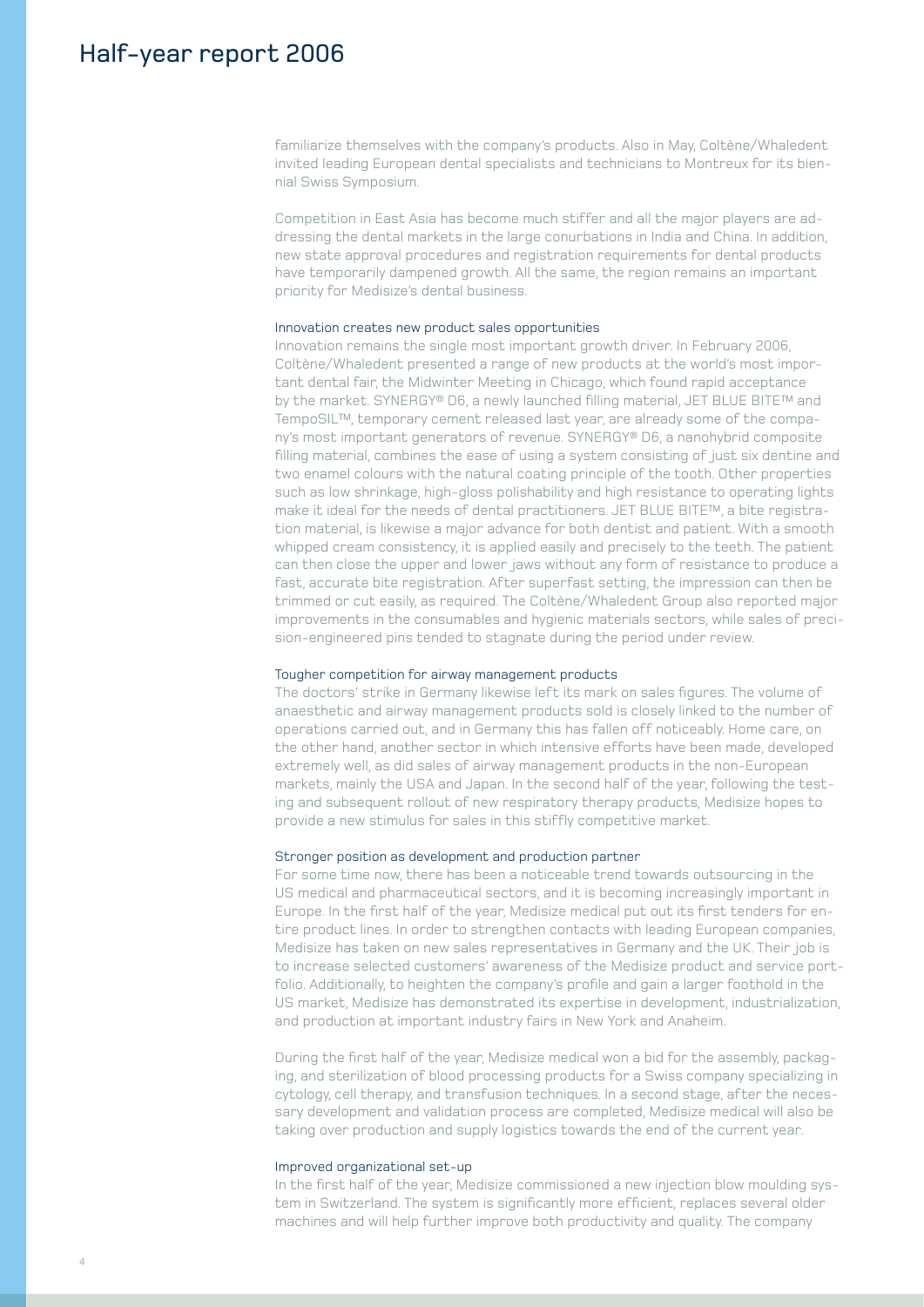familiarize themselves with the company's products. Also in May, Coltène/Whaledent invited leading European dental specialists and technicians to Montreux for its biennial Swiss Symposium.

Competition in East Asia has become much stiffer and all the major players are addressing the dental markets in the large conurbations in India and China. In addition, new state approval procedures and registration requirements for dental products have temporarily dampened growth. All the same, the region remains an important priority for Medisize's dental business.

### Innovation creates new product sales opportunities

Innovation remains the single most important growth driver. In February 2006, Coltène/Whaledent presented a range of new products at the world's most important dental fair, the Midwinter Meeting in Chicago, which found rapid acceptance by the market. SYNERGY® D6, a newly launched filling material, JET BLUE BITE™ and TempoSIL™, temporary cement released last year, are already some of the company's most important generators of revenue. SYNERGY® D6, a nanohybrid composite filling material, combines the ease of using a system consisting of just six dentine and two enamel colours with the natural coating principle of the tooth. Other properties such as low shrinkage, high-gloss polishability and high resistance to operating lights make it ideal for the needs of dental practitioners. JET BLUE BITE™, a bite registration material, is likewise a major advance for both dentist and patient. With a smooth whipped cream consistency, it is applied easily and precisely to the teeth. The patient can then close the upper and lower jaws without any form of resistance to produce a fast, accurate bite registration. After superfast setting, the impression can then be trimmed or cut easily, as required. The Coltène/Whaledent Group also reported major improvements in the consumables and hygienic materials sectors, while sales of precision-engineered pins tended to stagnate during the period under review.

### Tougher competition for airway management products

The doctors' strike in Germany likewise left its mark on sales figures. The volume of anaesthetic and airway management products sold is closely linked to the number of operations carried out, and in Germany this has fallen off noticeably. Home care, on the other hand, another sector in which intensive efforts have been made, developed extremely well, as did sales of airway management products in the non-European markets, mainly the USA and Japan. In the second half of the year, following the testing and subsequent rollout of new respiratory therapy products, Medisize hopes to provide a new stimulus for sales in this stiffly competitive market.

### Stronger position as development and production partner

For some time now, there has been a noticeable trend towards outsourcing in the US medical and pharmaceutical sectors, and it is becoming increasingly important in Europe. In the first half of the year, Medisize medical put out its first tenders for entire product lines. In order to strengthen contacts with leading European companies, Medisize has taken on new sales representatives in Germany and the UK. Their job is to increase selected customers' awareness of the Medisize product and service portfolio. Additionally, to heighten the company's profile and gain a larger foothold in the US market, Medisize has demonstrated its expertise in development, industrialization, and production at important industry fairs in New York and Anaheim.

During the first half of the year, Medisize medical won a bid for the assembly, packaging, and sterilization of blood processing products for a Swiss company specializing in cytology, cell therapy, and transfusion techniques. In a second stage, after the necessary development and validation process are completed, Medisize medical will also be taking over production and supply logistics towards the end of the current year.

### Improved organizational set-up

In the first half of the year, Medisize commissioned a new injection blow moulding system in Switzerland. The system is significantly more efficient, replaces several older machines and will help further improve both productivity and quality. The company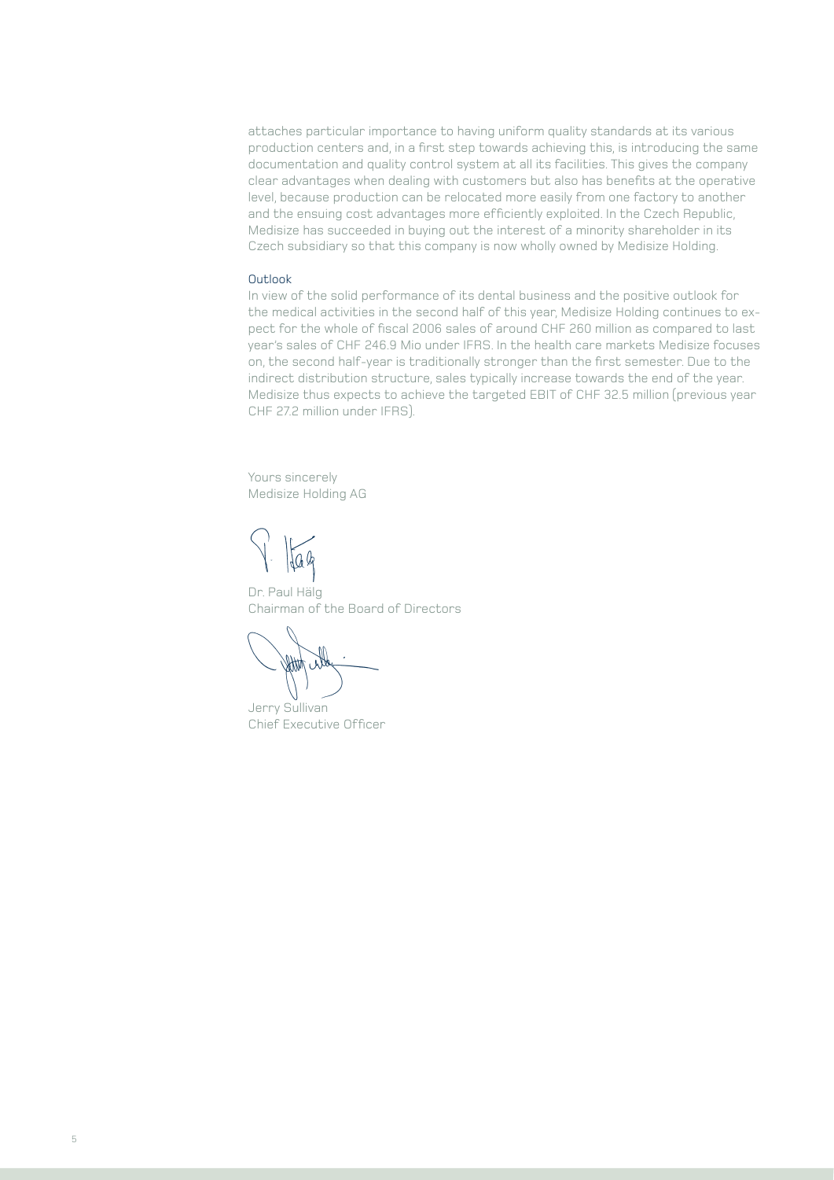attaches particular importance to having uniform quality standards at its various production centers and, in a first step towards achieving this, is introducing the same documentation and quality control system at all its facilities. This gives the company clear advantages when dealing with customers but also has benefits at the operative level, because production can be relocated more easily from one factory to another and the ensuing cost advantages more efficiently exploited. In the Czech Republic, Medisize has succeeded in buying out the interest of a minority shareholder in its Czech subsidiary so that this company is now wholly owned by Medisize Holding.

### Outlook

In view of the solid performance of its dental business and the positive outlook for the medical activities in the second half of this year, Medisize Holding continues to expect for the whole of fiscal 2006 sales of around CHF 260 million as compared to last year's sales of CHF 246.9 Mio under IFRS. In the health care markets Medisize focuses on, the second half-year is traditionally stronger than the first semester. Due to the indirect distribution structure, sales typically increase towards the end of the year. Medisize thus expects to achieve the targeted EBIT of CHF 32.5 million (previous year CHF 27.2 million under IFRS).

Yours sincerely
Medisize Holding AG

Dr. Paul Hälg
Chairman of the Board of Directors

Jerry Sullivan
Chief Executive Officer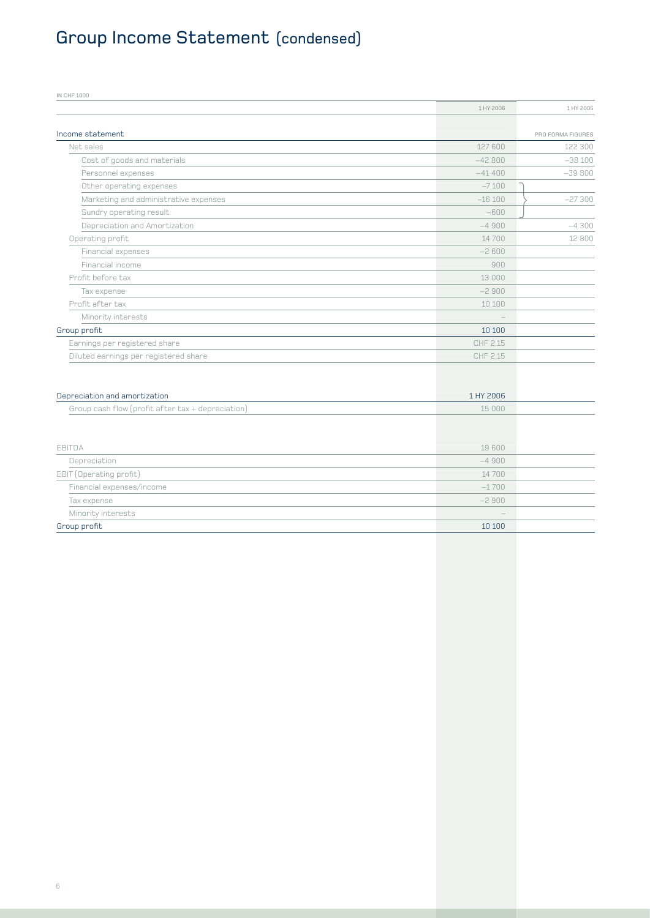# Group Income Statement (condensed)

IN CHF 1000

| | 1 HY 2006 | 1 HY 2005 |
|---|---|---|
| **Income statement** | | PRO FORMA FIGURES |
| Net sales | 127 600 | 122 300 |
| Cost of goods and materials | –42 800 | –38 100 |
| Personnel expenses | –41 400 | –39 800 |
| Other operating expenses | –7 100 | |
| Marketing and administrative expenses | –16 100 | –27 300 |
| Sundry operating result | –600 | |
| Depreciation and Amortization | –4 900 | –4 300 |
| Operating profit | 14 700 | 12 800 |
| Financial expenses | –2 600 | |
| Financial income | 900 | |
| Profit before tax | 13 000 | |
| Tax expense | –2 900 | |
| Profit after tax | 10 100 | |
| Minority interests | – | |
| Group profit | 10 100 | |
| Earnings per registered share | CHF 2.15 | |
| Diluted earnings per registered share | CHF 2.15 | |

| Depreciation and amortization | 1 HY 2006 |
|---|---|
| Group cash flow (profit after tax + depreciation) | 15 000 |

| | |
|---|---|
| EBITDA | 19 600 |
| Depreciation | –4 900 |
| EBIT (Operating profit) | 14 700 |
| Financial expenses/income | –1 700 |
| Tax expense | –2 900 |
| Minority interests | – |
| Group profit | 10 100 |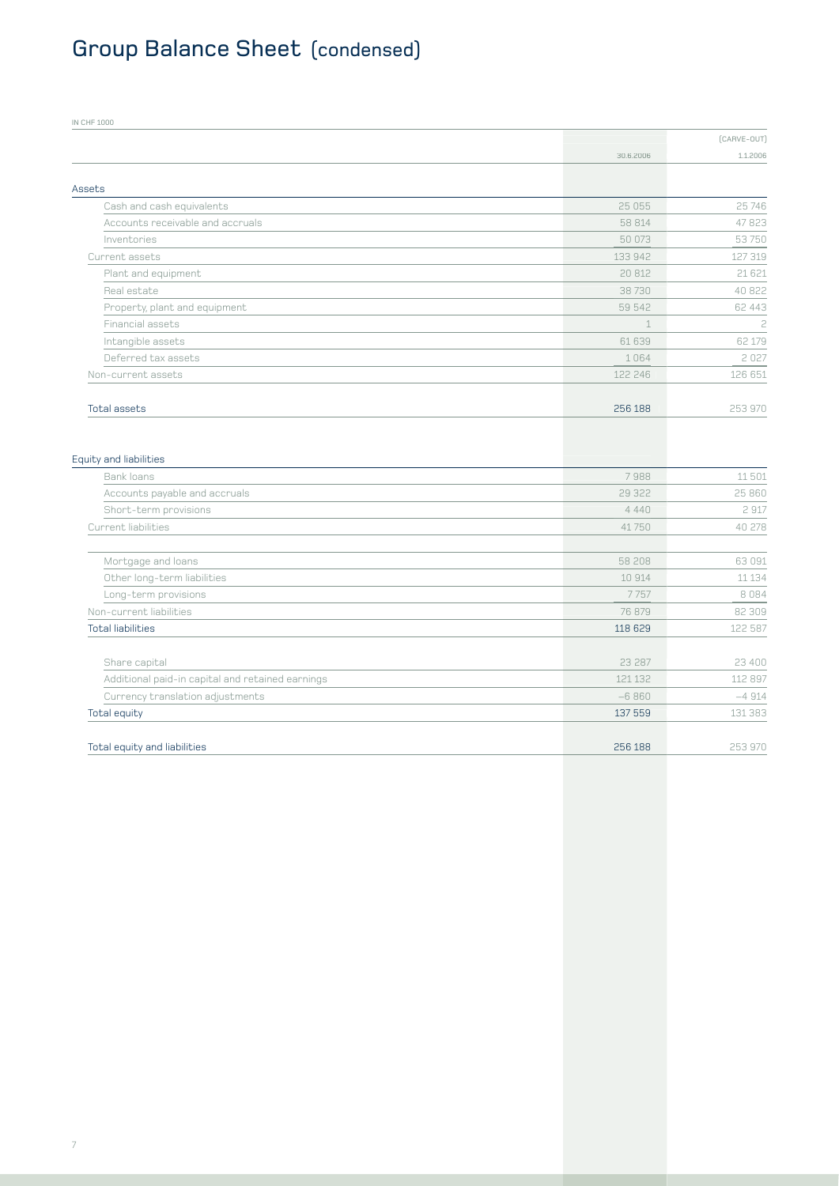# Group Balance Sheet (condensed)

| IN CHF 1000 | 30.6.2006 | (CARVE-OUT) 1.1.2006 |
|---|---|---|
| **Assets** | | |
| Cash and cash equivalents | 25 055 | 25 746 |
| Accounts receivable and accruals | 58 814 | 47 823 |
| Inventories | 50 073 | 53 750 |
| Current assets | 133 942 | 127 319 |
| Plant and equipment | 20 812 | 21 621 |
| Real estate | 38 730 | 40 822 |
| Property, plant and equipment | 59 542 | 62 443 |
| Financial assets | 1 | 2 |
| Intangible assets | 61 639 | 62 179 |
| Deferred tax assets | 1 064 | 2 027 |
| Non-current assets | 122 246 | 126 651 |
| Total assets | 256 188 | 253 970 |
| **Equity and liabilities** | | |
| Bank loans | 7 988 | 11 501 |
| Accounts payable and accruals | 29 322 | 25 860 |
| Short-term provisions | 4 440 | 2 917 |
| Current liabilities | 41 750 | 40 278 |
| Mortgage and loans | 58 208 | 63 091 |
| Other long-term liabilities | 10 914 | 11 134 |
| Long-term provisions | 7 757 | 8 084 |
| Non-current liabilities | 76 879 | 82 309 |
| Total liabilities | 118 629 | 122 587 |
| Share capital | 23 287 | 23 400 |
| Additional paid-in capital and retained earnings | 121 132 | 112 897 |
| Currency translation adjustments | –6 860 | –4 914 |
| Total equity | 137 559 | 131 383 |
| Total equity and liabilities | 256 188 | 253 970 |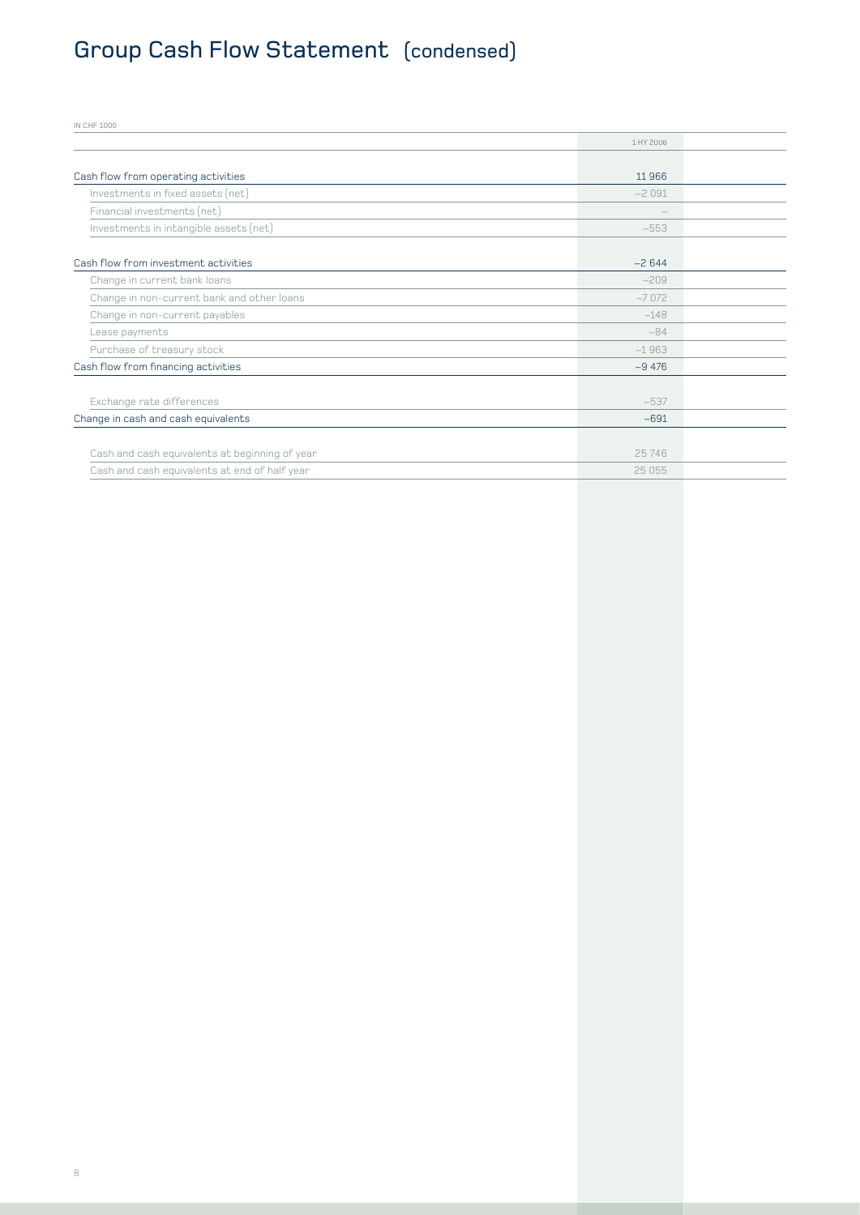# Group Cash Flow Statement (condensed)

IN CHF 1000

| | 1 HY 2006 |
|---|---|
| Cash flow from operating activities | 11 966 |
| Investments in fixed assets (net) | –2 091 |
| Financial investments (net) | – |
| Investments in intangible assets (net) | –553 |
| Cash flow from investment activities | –2 644 |
| Change in current bank loans | –209 |
| Change in non-current bank and other loans | –7 072 |
| Change in non-current payables | –148 |
| Lease payments | –84 |
| Purchase of treasury stock | –1 963 |
| Cash flow from financing activities | –9 476 |
| Exchange rate differences | –537 |
| Change in cash and cash equivalents | –691 |
| Cash and cash equivalents at beginning of year | 25 746 |
| Cash and cash equivalents at end of half year | 25 055 |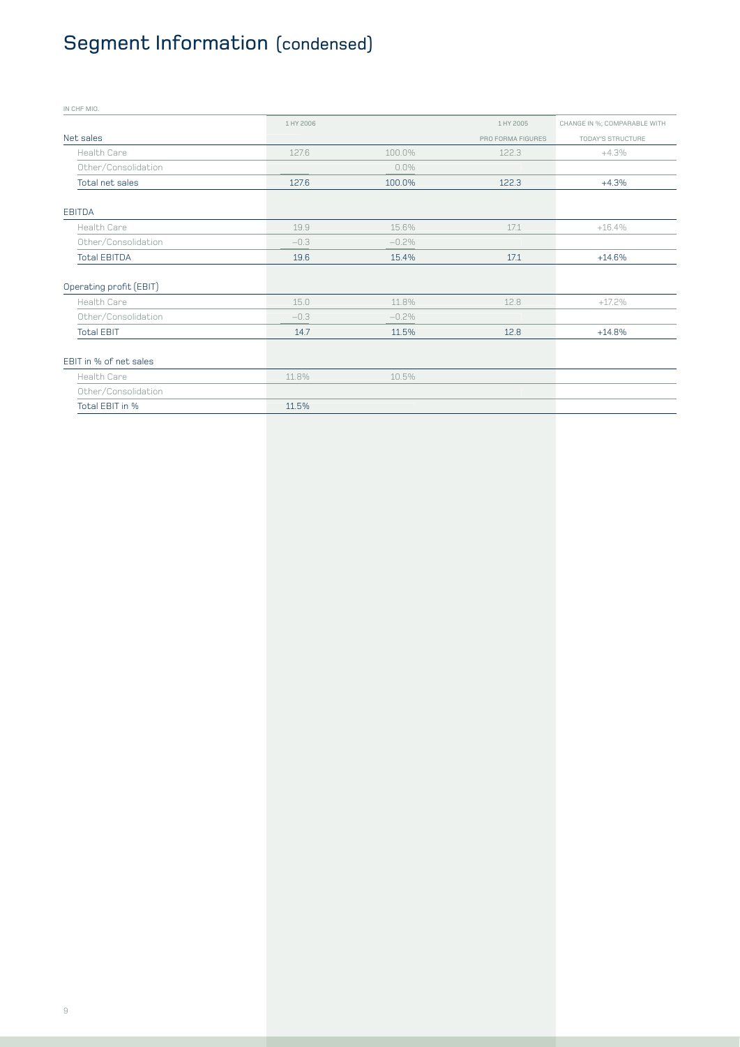# Segment Information (condensed)

IN CHF MIO.

| | 1 HY 2006 | | 1 HY 2005 | CHANGE IN %; COMPARABLE WITH |
|---|---|---|---|---|
| Net sales | | | PRO FORMA FIGURES | TODAY'S STRUCTURE |
| Health Care | 127.6 | 100.0% | 122.3 | +4.3% |
| Other/Consolidation | | 0.0% | | |
| Total net sales | 127.6 | 100.0% | 122.3 | +4.3% |
| **EBITDA** | | | | |
| Health Care | 19.9 | 15.6% | 17.1 | +16.4% |
| Other/Consolidation | –0.3 | –0.2% | | |
| Total EBITDA | 19.6 | 15.4% | 17.1 | +14.6% |
| **Operating profit (EBIT)** | | | | |
| Health Care | 15.0 | 11.8% | 12.8 | +17.2% |
| Other/Consolidation | –0.3 | –0.2% | | |
| Total EBIT | 14.7 | 11.5% | 12.8 | +14.8% |
| **EBIT in % of net sales** | | | | |
| Health Care | 11.8% | 10.5% | | |
| Other/Consolidation | | | | |
| Total EBIT in % | 11.5% | | | |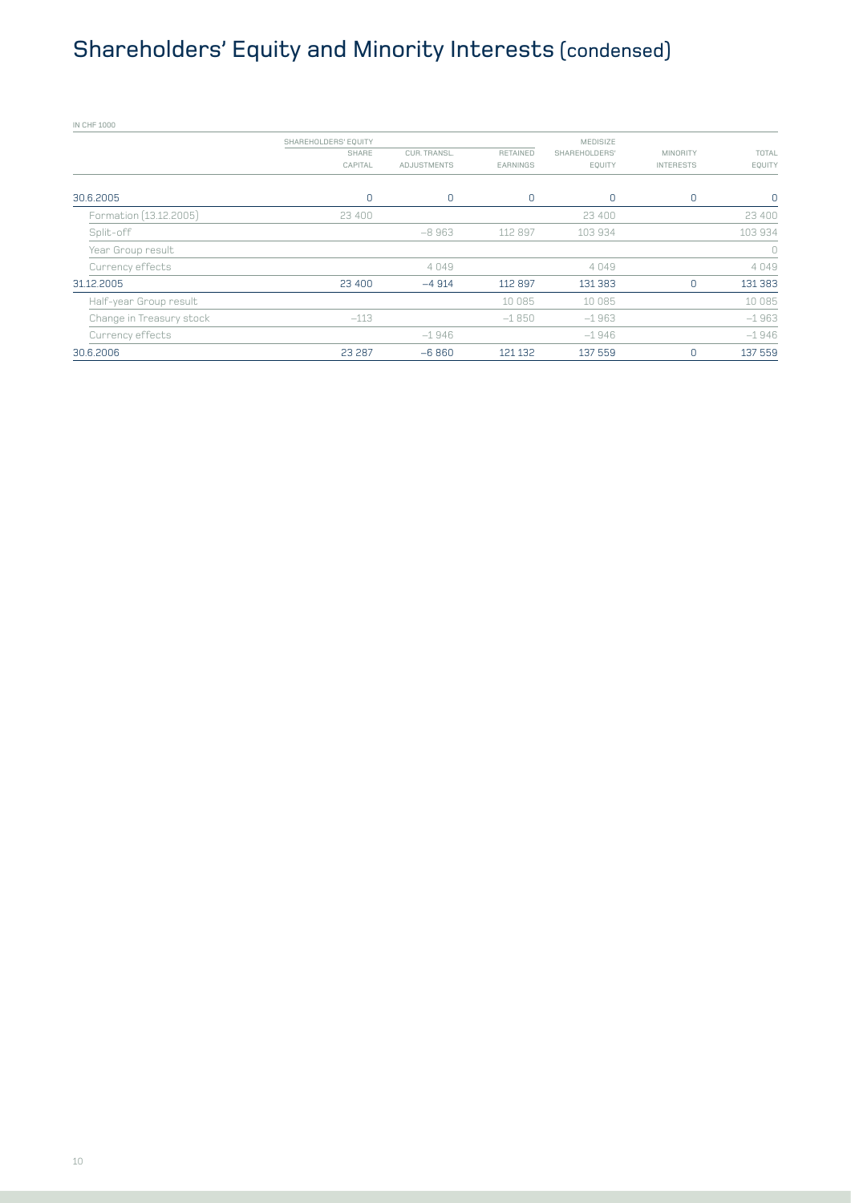# Shareholders' Equity and Minority Interests (condensed)

IN CHF 1000

| | SHAREHOLDERS' EQUITY | | | MEDISIZE | | |
|---|---|---|---|---|---|---|
| | SHARE CAPITAL | CUR. TRANSL. ADJUSTMENTS | RETAINED EARNINGS | SHAREHOLDERS' EQUITY | MINORITY INTERESTS | TOTAL EQUITY |
| 30.6.2005 | 0 | 0 | 0 | 0 | 0 | 0 |
| Formation (13.12.2005) | 23 400 | | | 23 400 | | 23 400 |
| Split-off | | −8 963 | 112 897 | 103 934 | | 103 934 |
| Year Group result | | | | | | 0 |
| Currency effects | | 4 049 | | 4 049 | | 4 049 |
| 31.12.2005 | 23 400 | −4 914 | 112 897 | 131 383 | 0 | 131 383 |
| Half-year Group result | | | 10 085 | 10 085 | | 10 085 |
| Change in Treasury stock | −113 | | −1 850 | −1 963 | | −1 963 |
| Currency effects | | −1 946 | | −1 946 | | −1 946 |
| 30.6.2006 | 23 287 | −6 860 | 121 132 | 137 559 | 0 | 137 559 |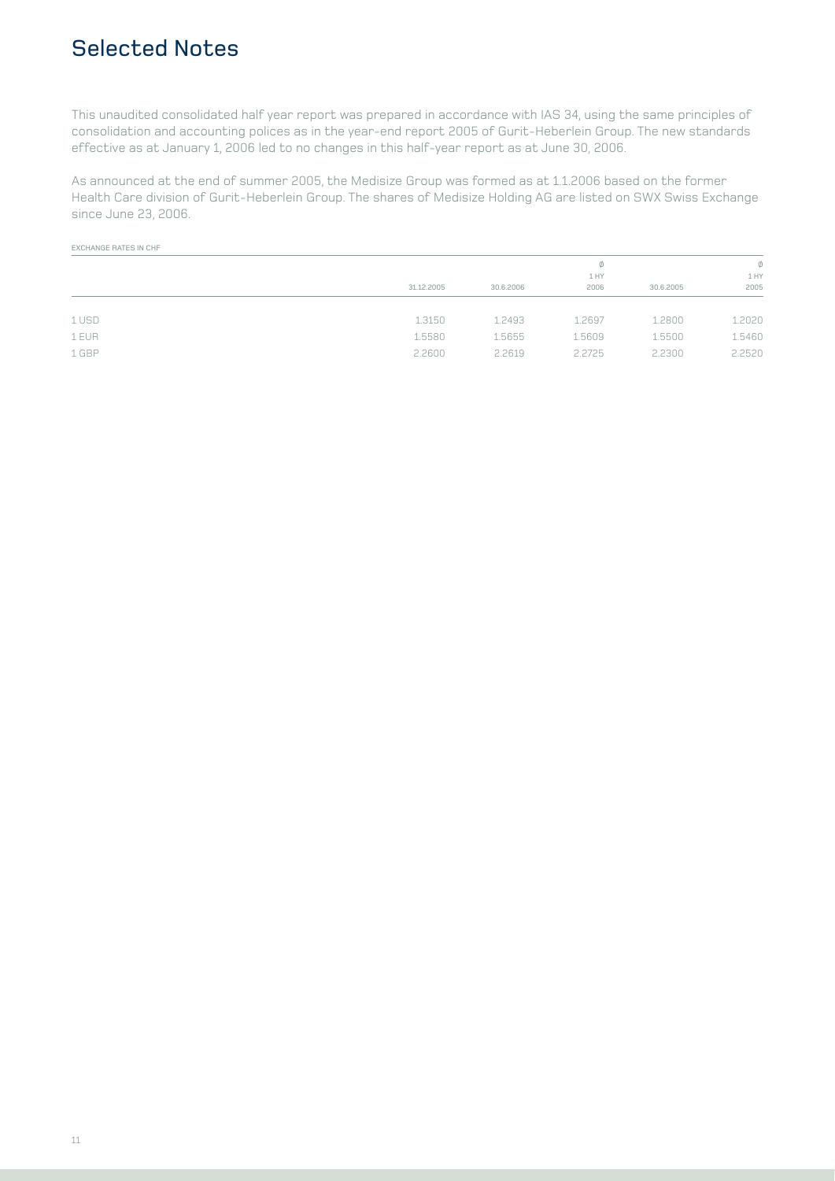# Selected Notes

This unaudited consolidated half year report was prepared in accordance with IAS 34, using the same principles of consolidation and accounting polices as in the year-end report 2005 of Gurit-Heberlein Group. The new standards effective as at January 1, 2006 led to no changes in this half-year report as at June 30, 2006.

As announced at the end of summer 2005, the Medisize Group was formed as at 1.1.2006 based on the former Health Care division of Gurit-Heberlein Group. The shares of Medisize Holding AG are listed on SWX Swiss Exchange since June 23, 2006.

EXCHANGE RATES IN CHF

| | 31.12.2005 | 30.6.2006 | Ø 1 HY 2006 | 30.6.2005 | Ø 1 HY 2005 |
|---|---|---|---|---|---|
| 1 USD | 1.3150 | 1.2493 | 1.2697 | 1.2800 | 1.2020 |
| 1 EUR | 1.5580 | 1.5655 | 1.5609 | 1.5500 | 1.5460 |
| 1 GBP | 2.2600 | 2.2619 | 2.2725 | 2.2300 | 2.2520 |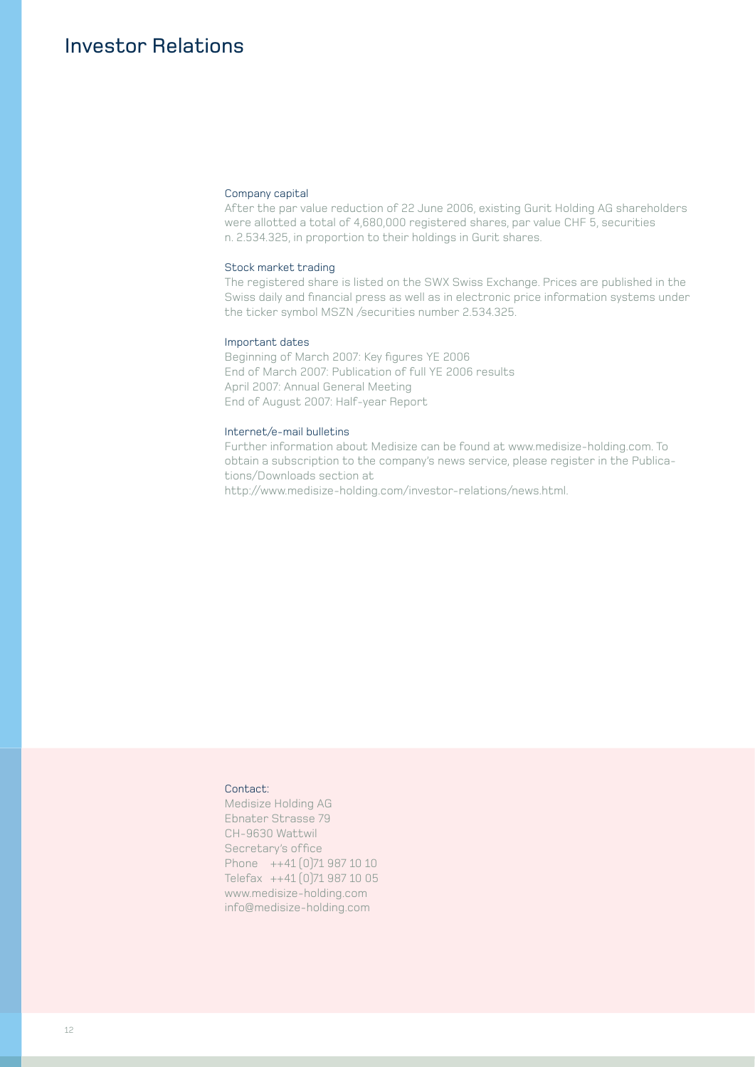# Investor Relations

### Company capital

After the par value reduction of 22 June 2006, existing Gurit Holding AG shareholders were allotted a total of 4,680,000 registered shares, par value CHF 5, securities n. 2.534.325, in proportion to their holdings in Gurit shares.

### Stock market trading

The registered share is listed on the SWX Swiss Exchange. Prices are published in the Swiss daily and financial press as well as in electronic price information systems under the ticker symbol MSZN /securities number 2.534.325.

### Important dates

Beginning of March 2007: Key figures YE 2006
End of March 2007: Publication of full YE 2006 results
April 2007: Annual General Meeting
End of August 2007: Half-year Report

### Internet/e-mail bulletins

Further information about Medisize can be found at www.medisize-holding.com. To obtain a subscription to the company's news service, please register in the Publications/Downloads section at
http://www.medisize-holding.com/investor-relations/news.html.

Contact:
Medisize Holding AG
Ebnater Strasse 79
CH-9630 Wattwil
Secretary's office
Phone ++41 (0)71 987 10 10
Telefax ++41 (0)71 987 10 05
www.medisize-holding.com
info@medisize-holding.com